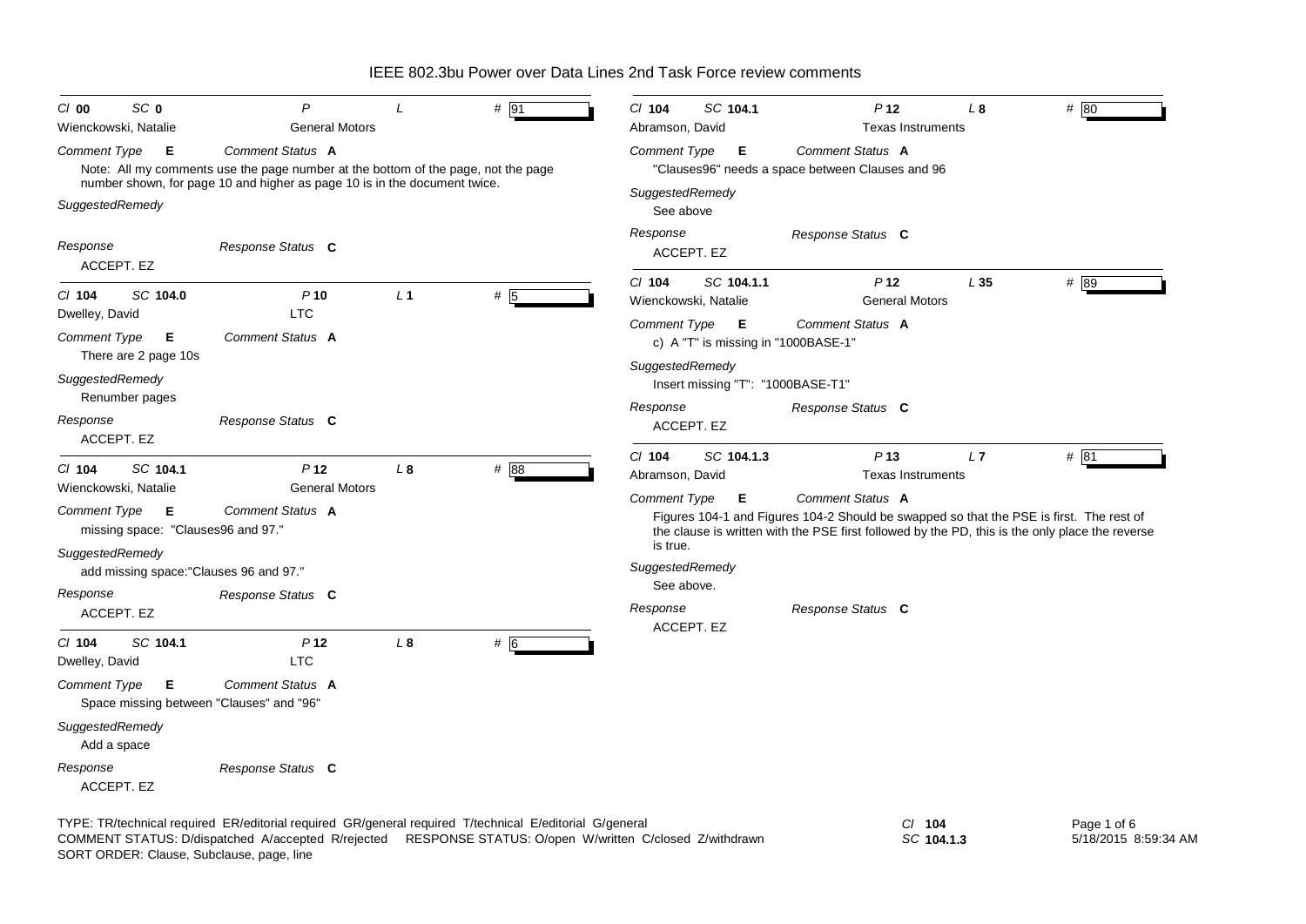# IEEE 802.3bu Power over Data Lines 2nd Task Force review comments

---

*Cl* **00** *SC* **0** *P* *L* # 91

Wienckowski, Natalie — General Motors

*Comment Type* **E** *Comment Status* **A**

Note: All my comments use the page number at the bottom of the page, not the page number shown, for page 10 and higher as page 10 is in the document twice.

*SuggestedRemedy*

*Response* *Response Status* **C**

ACCEPT. EZ

---

*Cl* **104** *SC* **104.0** *P* **10** *L* **1** # 5

Dwelley, David — LTC

*Comment Type* **E** *Comment Status* **A**

There are 2 page 10s

*SuggestedRemedy*

Renumber pages

*Response* *Response Status* **C**

ACCEPT. EZ

---

*Cl* **104** *SC* **104.1** *P* **12** *L* **8** # 88

Wienckowski, Natalie — General Motors

*Comment Type* **E** *Comment Status* **A**

missing space: "Clauses96 and 97."

*SuggestedRemedy*

add missing space:"Clauses 96 and 97."

*Response* *Response Status* **C**

ACCEPT. EZ

---

*Cl* **104** *SC* **104.1** *P* **12** *L* **8** # 6

Dwelley, David — LTC

*Comment Type* **E** *Comment Status* **A**

Space missing between "Clauses" and "96"

*SuggestedRemedy*

Add a space

*Response* *Response Status* **C**

ACCEPT. EZ

---

*Cl* **104** *SC* **104.1** *P* **12** *L* **8** # 80

Abramson, David — Texas Instruments

*Comment Type* **E** *Comment Status* **A**

"Clauses96" needs a space between Clauses and 96

*SuggestedRemedy*

See above

*Response* *Response Status* **C**

ACCEPT. EZ

---

*Cl* **104** *SC* **104.1.1** *P* **12** *L* **35** # 89

Wienckowski, Natalie — General Motors

*Comment Type* **E** *Comment Status* **A**

c) A "T" is missing in "1000BASE-1"

*SuggestedRemedy*

Insert missing "T": "1000BASE-T1"

*Response* *Response Status* **C**

ACCEPT. EZ

---

*Cl* **104** *SC* **104.1.3** *P* **13** *L* **7** # 81

Abramson, David — Texas Instruments

*Comment Type* **E** *Comment Status* **A**

Figures 104-1 and Figures 104-2 Should be swapped so that the PSE is first. The rest of the clause is written with the PSE first followed by the PD, this is the only place the reverse is true.

*SuggestedRemedy*

See above.

*Response* *Response Status* **C**

ACCEPT. EZ

---

TYPE: TR/technical required ER/editorial required GR/general required T/technical E/editorial G/general
COMMENT STATUS: D/dispatched A/accepted R/rejected RESPONSE STATUS: O/open W/written C/closed Z/withdrawn
SORT ORDER: Clause, Subclause, page, line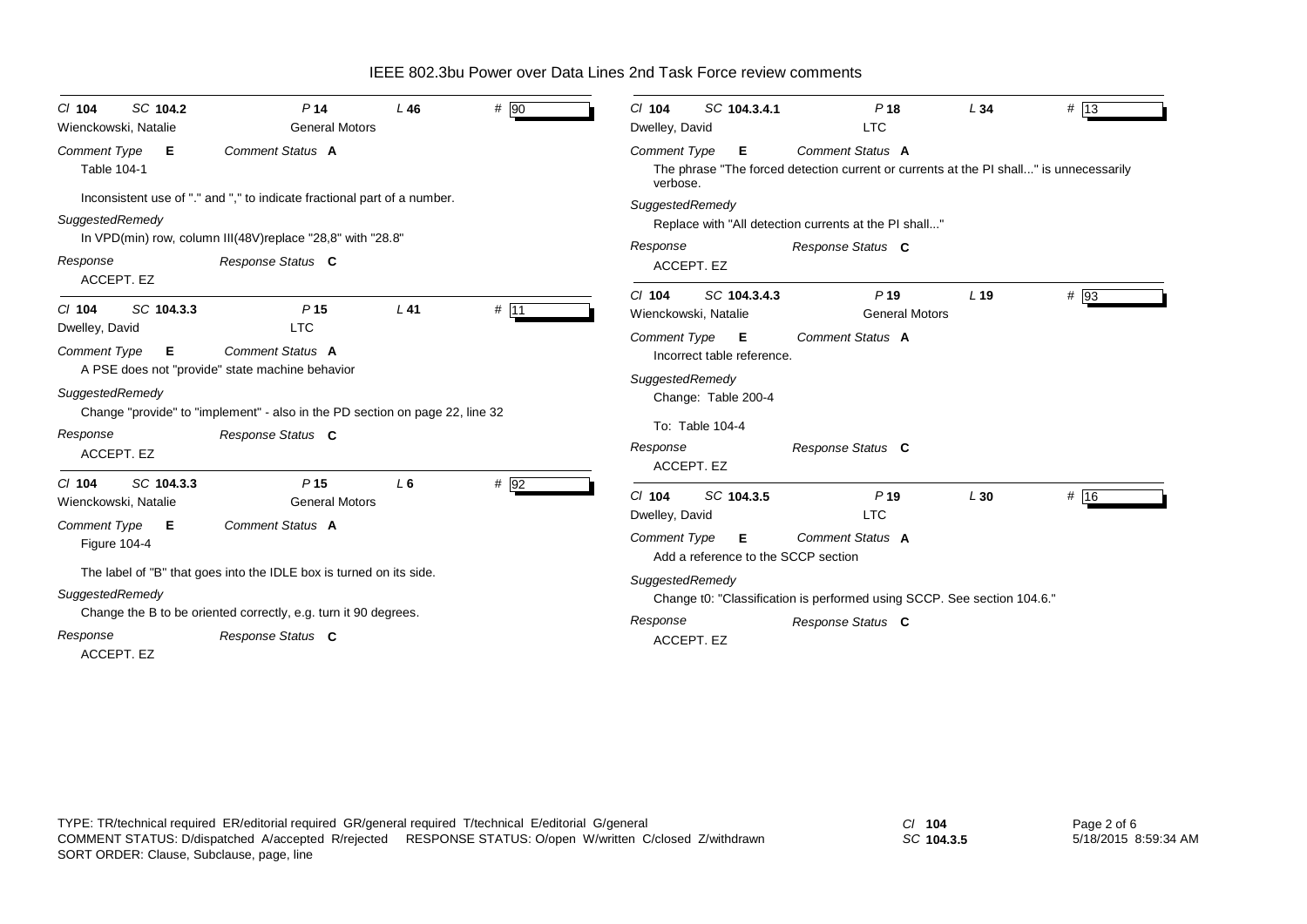**Cl** 104 **SC** 104.2 **P** 14 **L** 46 **#** 90

Wienckowski, Natalie — General Motors

*Comment Type* **E** — *Comment Status* **A**

Table 104-1

Inconsistent use of "." and "," to indicate fractional part of a number.

*SuggestedRemedy*

In VPD(min) row, column III(48V)replace "28,8" with "28.8"

*Response* — *Response Status* **C**

ACCEPT. EZ

---

**Cl** 104 **SC** 104.3.3 **P** 15 **L** 41 **#** 11

Dwelley, David — LTC

*Comment Type* **E** — *Comment Status* **A**

A PSE does not "provide" state machine behavior

*SuggestedRemedy*

Change "provide" to "implement" - also in the PD section on page 22, line 32

*Response* — *Response Status* **C**

ACCEPT. EZ

---

**Cl** 104 **SC** 104.3.3 **P** 15 **L** 6 **#** 92

Wienckowski, Natalie — General Motors

*Comment Type* **E** — *Comment Status* **A**

Figure 104-4

The label of "B" that goes into the IDLE box is turned on its side.

*SuggestedRemedy*

Change the B to be oriented correctly, e.g. turn it 90 degrees.

*Response* — *Response Status* **C**

ACCEPT. EZ

---

**Cl** 104 **SC** 104.3.4.1 **P** 18 **L** 34 **#** 13

Dwelley, David — LTC

*Comment Type* **E** — *Comment Status* **A**

The phrase "The forced detection current or currents at the PI shall..." is unnecessarily verbose.

*SuggestedRemedy*

Replace with "All detection currents at the PI shall..."

*Response* — *Response Status* **C**

ACCEPT. EZ

---

**Cl** 104 **SC** 104.3.4.3 **P** 19 **L** 19 **#** 93

Wienckowski, Natalie — General Motors

*Comment Type* **E** — *Comment Status* **A**

Incorrect table reference.

*SuggestedRemedy*

Change: Table 200-4

To: Table 104-4

*Response* — *Response Status* **C**

ACCEPT. EZ

---

**Cl** 104 **SC** 104.3.5 **P** 19 **L** 30 **#** 16

Dwelley, David — LTC

*Comment Type* **E** — *Comment Status* **A**

Add a reference to the SCCP section

*SuggestedRemedy*

Change t0: "Classification is performed using SCCP. See section 104.6."

*Response* — *Response Status* **C**

ACCEPT. EZ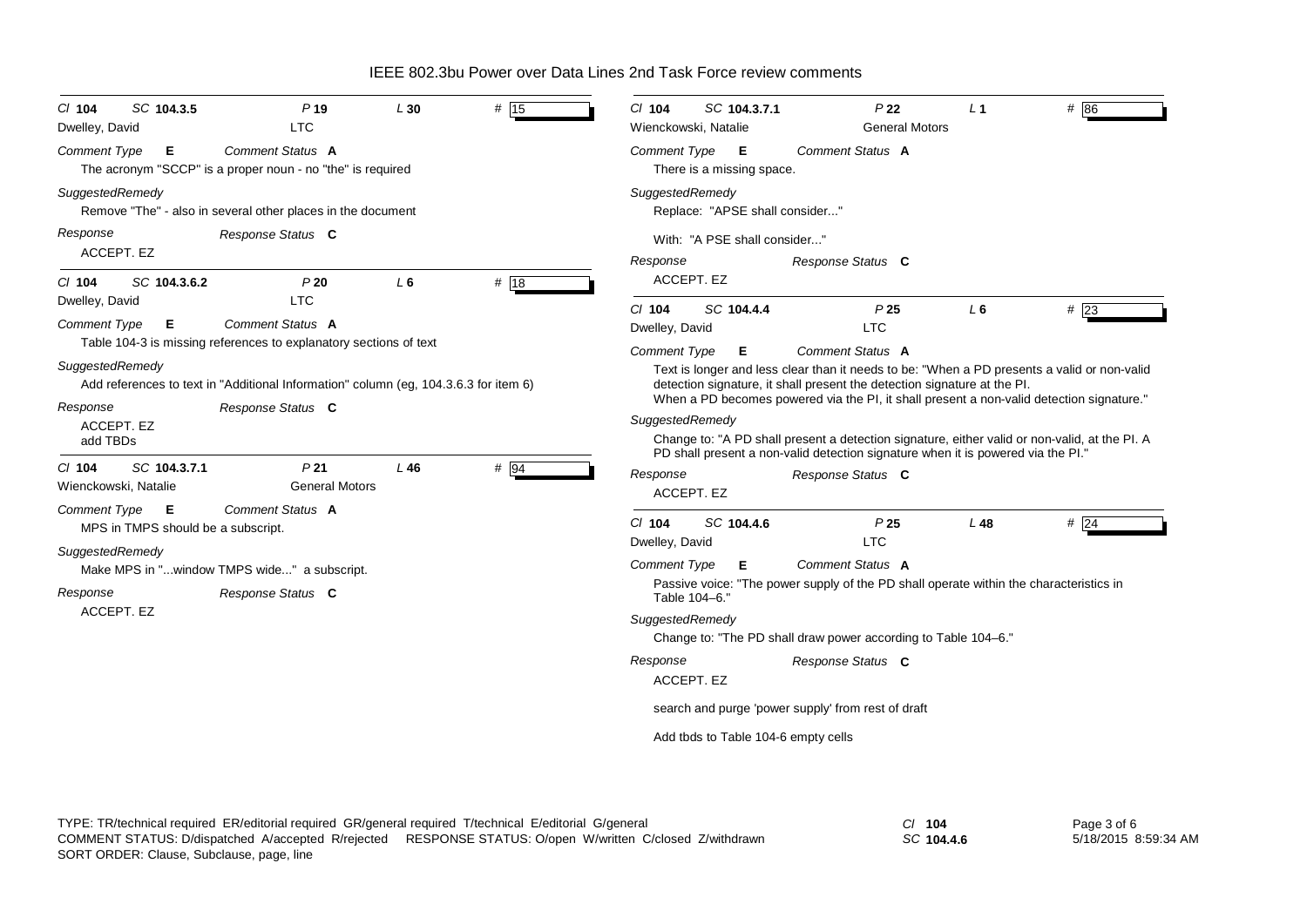# IEEE 802.3bu Power over Data Lines 2nd Task Force review comments

---

*Cl* **104** *SC* **104.3.5** *P* **19** *L* **30** # 15

Dwelley, David — LTC

*Comment Type* **E** *Comment Status* **A**

The acronym "SCCP" is a proper noun - no "the" is required

*SuggestedRemedy*

Remove "The" - also in several other places in the document

*Response* *Response Status* **C**

ACCEPT. EZ

---

*Cl* **104** *SC* **104.3.6.2** *P* **20** *L* **6** # 18

Dwelley, David — LTC

*Comment Type* **E** *Comment Status* **A**

Table 104-3 is missing references to explanatory sections of text

*SuggestedRemedy*

Add references to text in "Additional Information" column (eg, 104.3.6.3 for item 6)

*Response* *Response Status* **C**

ACCEPT. EZ
add TBDs

---

*Cl* **104** *SC* **104.3.7.1** *P* **21** *L* **46** # 94

Wienckowski, Natalie — General Motors

*Comment Type* **E** *Comment Status* **A**

MPS in TMPS should be a subscript.

*SuggestedRemedy*

Make MPS in "...window TMPS wide..." a subscript.

*Response* *Response Status* **C**

ACCEPT. EZ

---

*Cl* **104** *SC* **104.3.7.1** *P* **22** *L* **1** # 86

Wienckowski, Natalie — General Motors

*Comment Type* **E** *Comment Status* **A**

There is a missing space.

*SuggestedRemedy*

Replace: "APSE shall consider..."

With: "A PSE shall consider..."

*Response* *Response Status* **C**

ACCEPT. EZ

---

*Cl* **104** *SC* **104.4.4** *P* **25** *L* **6** # 23

Dwelley, David — LTC

*Comment Type* **E** *Comment Status* **A**

Text is longer and less clear than it needs to be: "When a PD presents a valid or non-valid detection signature, it shall present the detection signature at the PI.
When a PD becomes powered via the PI, it shall present a non-valid detection signature."

*SuggestedRemedy*

Change to: "A PD shall present a detection signature, either valid or non-valid, at the PI. A PD shall present a non-valid detection signature when it is powered via the PI."

*Response* *Response Status* **C**

ACCEPT. EZ

---

*Cl* **104** *SC* **104.4.6** *P* **25** *L* **48** # 24

Dwelley, David — LTC

*Comment Type* **E** *Comment Status* **A**

Passive voice: "The power supply of the PD shall operate within the characteristics in Table 104–6."

*SuggestedRemedy*

Change to: "The PD shall draw power according to Table 104–6."

*Response* *Response Status* **C**

ACCEPT. EZ

search and purge 'power supply' from rest of draft

Add tbds to Table 104-6 empty cells

---

TYPE: TR/technical required ER/editorial required GR/general required T/technical E/editorial G/general
COMMENT STATUS: D/dispatched A/accepted R/rejected RESPONSE STATUS: O/open W/written C/closed Z/withdrawn
SORT ORDER: Clause, Subclause, page, line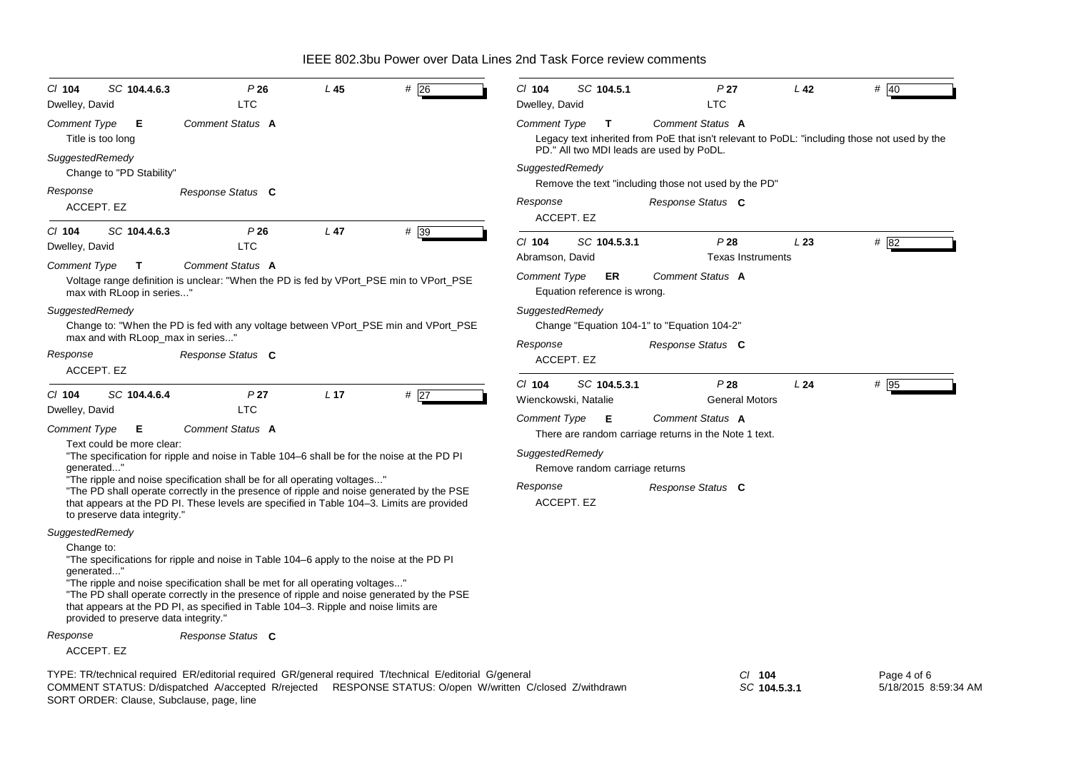| Cl 104 | SC 104.4.6.3 | P 26 | L 45 | # 26 |
|---|---|---|---|---|
| Dwelley, David | | LTC | | |

*Comment Type* **E** *Comment Status* **A**

Title is too long

*SuggestedRemedy*

Change to "PD Stability"

*Response* *Response Status* **C**

ACCEPT. EZ

---

| Cl 104 | SC 104.4.6.3 | P 26 | L 47 | # 39 |
|---|---|---|---|---|
| Dwelley, David | | LTC | | |

*Comment Type* **T** *Comment Status* **A**

Voltage range definition is unclear: "When the PD is fed by VPort_PSE min to VPort_PSE max with RLoop in series..."

*SuggestedRemedy*

Change to: "When the PD is fed with any voltage between VPort_PSE min and VPort_PSE max and with RLoop_max in series..."

*Response* *Response Status* **C**

ACCEPT. EZ

---

| Cl 104 | SC 104.4.6.4 | P 27 | L 17 | # 27 |
|---|---|---|---|---|
| Dwelley, David | | LTC | | |

*Comment Type* **E** *Comment Status* **A**

Text could be more clear:

"The specification for ripple and noise in Table 104–6 shall be for the noise at the PD PI generated..."

"The ripple and noise specification shall be for all operating voltages..."

"The PD shall operate correctly in the presence of ripple and noise generated by the PSE that appears at the PD PI. These levels are specified in Table 104–3. Limits are provided to preserve data integrity."

*SuggestedRemedy*

Change to:

"The specifications for ripple and noise in Table 104–6 apply to the noise at the PD PI generated..."

"The ripple and noise specification shall be met for all operating voltages..."

"The PD shall operate correctly in the presence of ripple and noise generated by the PSE that appears at the PD PI, as specified in Table 104–3. Ripple and noise limits are provided to preserve data integrity."

*Response* *Response Status* **C**

ACCEPT. EZ

---

| Cl 104 | SC 104.5.1 | P 27 | L 42 | # 40 |
|---|---|---|---|---|
| Dwelley, David | | LTC | | |

*Comment Type* **T** *Comment Status* **A**

Legacy text inherited from PoE that isn't relevant to PoDL: "including those not used by the PD." All two MDI leads are used by PoDL.

*SuggestedRemedy*

Remove the text "including those not used by the PD"

*Response* *Response Status* **C**

ACCEPT. EZ

---

| Cl 104 | SC 104.5.3.1 | P 28 | L 23 | # 82 |
|---|---|---|---|---|
| Abramson, David | | Texas Instruments | | |

*Comment Type* **ER** *Comment Status* **A**

Equation reference is wrong.

*SuggestedRemedy*

Change "Equation 104-1" to "Equation 104-2"

*Response* *Response Status* **C**

ACCEPT. EZ

---

| Cl 104 | SC 104.5.3.1 | P 28 | L 24 | # 95 |
|---|---|---|---|---|
| Wienckowski, Natalie | | General Motors | | |

*Comment Type* **E** *Comment Status* **A**

There are random carriage returns in the Note 1 text.

*SuggestedRemedy*

Remove random carriage returns

*Response* *Response Status* **C**

ACCEPT. EZ

---

TYPE: TR/technical required ER/editorial required GR/general required T/technical E/editorial G/general
COMMENT STATUS: D/dispatched A/accepted R/rejected RESPONSE STATUS: O/open W/written C/closed Z/withdrawn
SORT ORDER: Clause, Subclause, page, line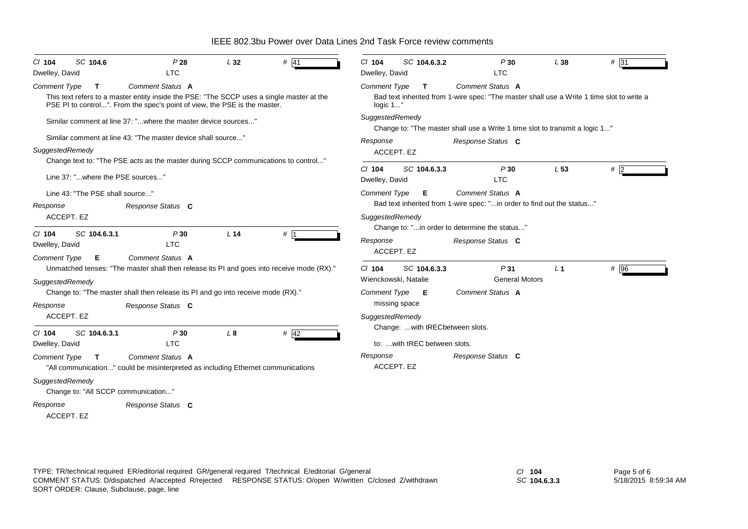# IEEE 802.3bu Power over Data Lines 2nd Task Force review comments

---

**Cl** 104 **SC** 104.6 **P** 28 **L** 32 **#** 41

Dwelley, David — LTC

*Comment Type* **T** *Comment Status* **A**

This text refers to a master entity inside the PSE: "The SCCP uses a single master at the PSE PI to control...". From the spec's point of view, the PSE is the master.

Similar comment at line 37: "...where the master device sources..."

Similar comment at line 43: "The master device shall source..."

*SuggestedRemedy*

Change text to: "The PSE acts as the master during SCCP communications to control..."

Line 37: "...where the PSE sources..."

Line 43: "The PSE shall source..."

*Response* *Response Status* **C**

ACCEPT. EZ

---

**Cl** 104 **SC** 104.6.3.1 **P** 30 **L** 14 **#** 1

Dwelley, David — LTC

*Comment Type* **E** *Comment Status* **A**

Unmatched tenses: "The master shall then release its PI and goes into receive mode (RX)."

*SuggestedRemedy*

Change to: "The master shall then release its PI and go into receive mode (RX)."

*Response* *Response Status* **C**

ACCEPT. EZ

---

**Cl** 104 **SC** 104.6.3.1 **P** 30 **L** 8 **#** 42

Dwelley, David — LTC

*Comment Type* **T** *Comment Status* **A**

"All communication..." could be misinterpreted as including Ethernet communications

*SuggestedRemedy*

Change to: "All SCCP communication..."

*Response* *Response Status* **C**

ACCEPT. EZ

---

**Cl** 104 **SC** 104.6.3.2 **P** 30 **L** 38 **#** 31

Dwelley, David — LTC

*Comment Type* **T** *Comment Status* **A**

Bad text inherited from 1-wire spec: "The master shall use a Write 1 time slot to write a logic 1..."

*SuggestedRemedy*

Change to: "The master shall use a Write 1 time slot to transmit a logic 1..."

*Response* *Response Status* **C**

ACCEPT. EZ

---

**Cl** 104 **SC** 104.6.3.3 **P** 30 **L** 53 **#** 2

Dwelley, David — LTC

*Comment Type* **E** *Comment Status* **A**

Bad text inherited from 1-wire spec: "...in order to find out the status..."

*SuggestedRemedy*

Change to: "...in order to determine the status..."

*Response* *Response Status* **C**

ACCEPT. EZ

---

**Cl** 104 **SC** 104.6.3.3 **P** 31 **L** 1 **#** 96

Wienckowski, Natalie — General Motors

*Comment Type* **E** *Comment Status* **A**

missing space

*SuggestedRemedy*

Change: ...with tRECbetween slots.

to: ...with tREC between slots.

*Response* *Response Status* **C**

ACCEPT. EZ

---

TYPE: TR/technical required ER/editorial required GR/general required T/technical E/editorial G/general
COMMENT STATUS: D/dispatched A/accepted R/rejected RESPONSE STATUS: O/open W/written C/closed Z/withdrawn
SORT ORDER: Clause, Subclause, page, line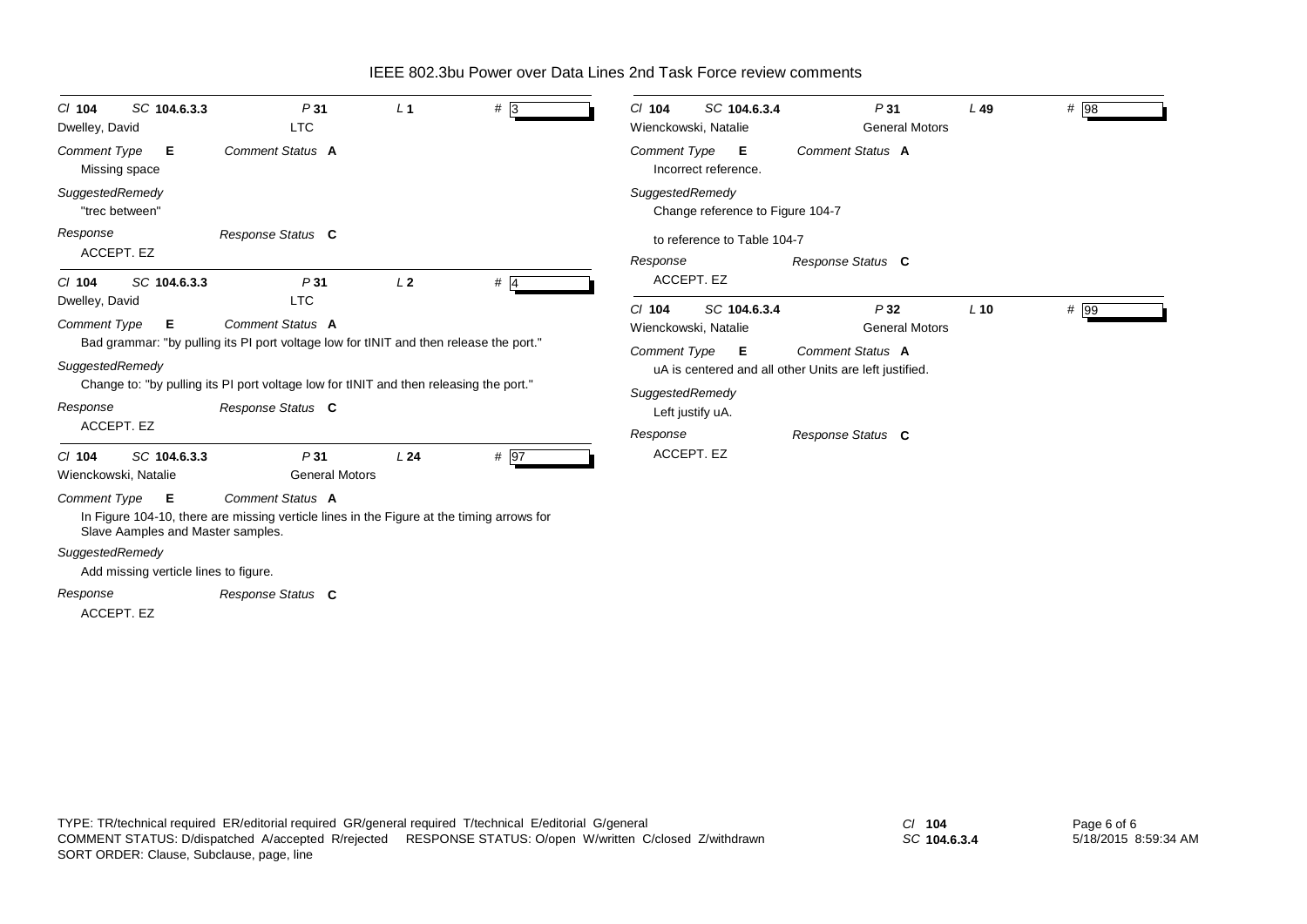IEEE 802.3bu Power over Data Lines 2nd Task Force review comments

Cl **104** SC **104.6.3.3** P **31** L **1** # 3
Dwelley, David LTC

*Comment Type* **E** *Comment Status* **A**

Missing space

*SuggestedRemedy*

"trec between"

*Response* *Response Status* **C**

ACCEPT. EZ

---

Cl **104** SC **104.6.3.3** P **31** L **2** # 4
Dwelley, David LTC

*Comment Type* **E** *Comment Status* **A**

Bad grammar: "by pulling its PI port voltage low for tINIT and then release the port."

*SuggestedRemedy*

Change to: "by pulling its PI port voltage low for tINIT and then releasing the port."

*Response* *Response Status* **C**

ACCEPT. EZ

---

Cl **104** SC **104.6.3.3** P **31** L **24** # 97
Wienckowski, Natalie General Motors

*Comment Type* **E** *Comment Status* **A**

In Figure 104-10, there are missing verticle lines in the Figure at the timing arrows for Slave Aamples and Master samples.

*SuggestedRemedy*

Add missing verticle lines to figure.

*Response* *Response Status* **C**

ACCEPT. EZ

---

Cl **104** SC **104.6.3.4** P **31** L **49** # 98
Wienckowski, Natalie General Motors

*Comment Type* **E** *Comment Status* **A**

Incorrect reference.

*SuggestedRemedy*

Change reference to Figure 104-7

to reference to Table 104-7

*Response* *Response Status* **C**

ACCEPT. EZ

---

Cl **104** SC **104.6.3.4** P **32** L **10** # 99
Wienckowski, Natalie General Motors

*Comment Type* **E** *Comment Status* **A**

uA is centered and all other Units are left justified.

*SuggestedRemedy*

Left justify uA.

*Response* *Response Status* **C**

ACCEPT. EZ

---

TYPE: TR/technical required ER/editorial required GR/general required T/technical E/editorial G/general
COMMENT STATUS: D/dispatched A/accepted R/rejected RESPONSE STATUS: O/open W/written C/closed Z/withdrawn
SORT ORDER: Clause, Subclause, page, line